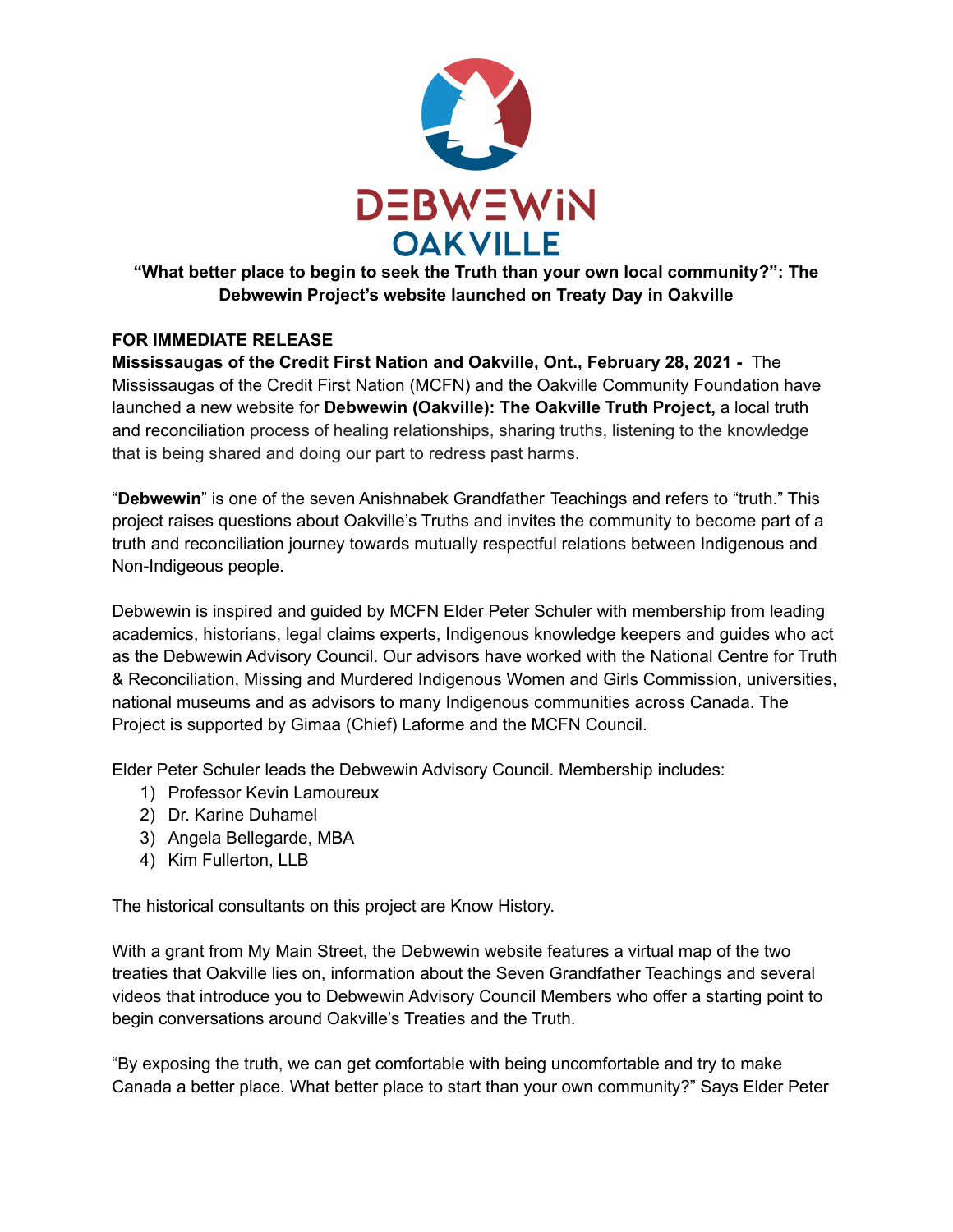DEBWEWIN
OAKVILLE

**“What better place to begin to seek the Truth than your own local community?”: The Debwewin Project’s website launched on Treaty Day in Oakville**

**FOR IMMEDIATE RELEASE**
**Mississaugas of the Credit First Nation and Oakville, Ont., February 28, 2021 -** The Mississaugas of the Credit First Nation (MCFN) and the Oakville Community Foundation have launched a new website for **Debwewin (Oakville): The Oakville Truth Project,** a local truth and reconciliation process of healing relationships, sharing truths, listening to the knowledge that is being shared and doing our part to redress past harms.

“**Debwewin**” is one of the seven Anishnabek Grandfather Teachings and refers to “truth.” This project raises questions about Oakville’s Truths and invites the community to become part of a truth and reconciliation journey towards mutually respectful relations between Indigenous and Non-Indigeous people.

Debwewin is inspired and guided by MCFN Elder Peter Schuler with membership from leading academics, historians, legal claims experts, Indigenous knowledge keepers and guides who act as the Debwewin Advisory Council. Our advisors have worked with the National Centre for Truth & Reconciliation, Missing and Murdered Indigenous Women and Girls Commission, universities, national museums and as advisors to many Indigenous communities across Canada. The Project is supported by Gimaa (Chief) Laforme and the MCFN Council.

Elder Peter Schuler leads the Debwewin Advisory Council. Membership includes:

1) Professor Kevin Lamoureux
2) Dr. Karine Duhamel
3) Angela Bellegarde, MBA
4) Kim Fullerton, LLB

The historical consultants on this project are Know History.

With a grant from My Main Street, the Debwewin website features a virtual map of the two treaties that Oakville lies on, information about the Seven Grandfather Teachings and several videos that introduce you to Debwewin Advisory Council Members who offer a starting point to begin conversations around Oakville’s Treaties and the Truth.

“By exposing the truth, we can get comfortable with being uncomfortable and try to make Canada a better place. What better place to start than your own community?” Says Elder Peter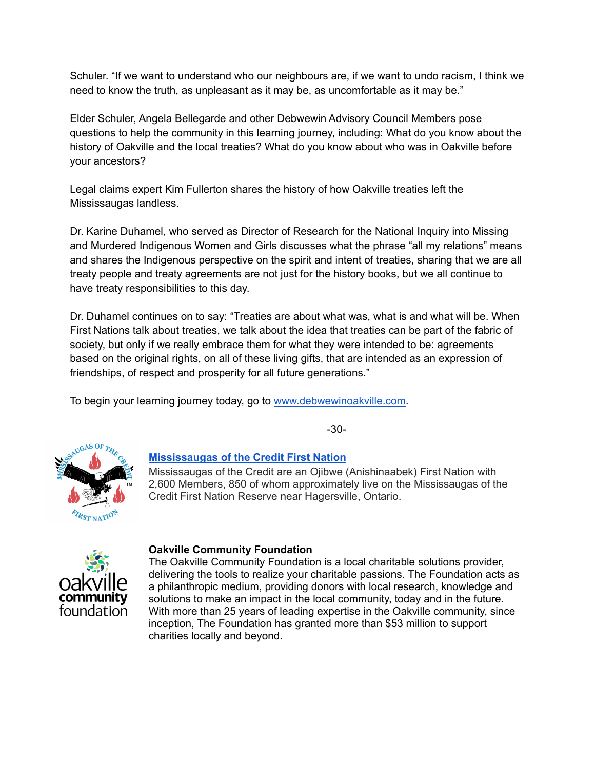Schuler. “If we want to understand who our neighbours are, if we want to undo racism, I think we need to know the truth, as unpleasant as it may be, as uncomfortable as it may be.”

Elder Schuler, Angela Bellegarde and other Debwewin Advisory Council Members pose questions to help the community in this learning journey, including: What do you know about the history of Oakville and the local treaties? What do you know about who was in Oakville before your ancestors?

Legal claims expert Kim Fullerton shares the history of how Oakville treaties left the Mississaugas landless.

Dr. Karine Duhamel, who served as Director of Research for the National Inquiry into Missing and Murdered Indigenous Women and Girls discusses what the phrase “all my relations” means and shares the Indigenous perspective on the spirit and intent of treaties, sharing that we are all treaty people and treaty agreements are not just for the history books, but we all continue to have treaty responsibilities to this day.

Dr. Duhamel continues on to say: “Treaties are about what was, what is and what will be. When First Nations talk about treaties, we talk about the idea that treaties can be part of the fabric of society, but only if we really embrace them for what they were intended to be: agreements based on the original rights, on all of these living gifts, that are intended as an expression of friendships, of respect and prosperity for all future generations.”

To begin your learning journey today, go to [www.debwewinoakville.com](http://www.debwewinoakville.com).

-30-

**[Mississaugas of the Credit First Nation]()**
Mississaugas of the Credit are an Ojibwe (Anishinaabek) First Nation with 2,600 Members, 850 of whom approximately live on the Mississaugas of the Credit First Nation Reserve near Hagersville, Ontario.

**Oakville Community Foundation**
The Oakville Community Foundation is a local charitable solutions provider, delivering the tools to realize your charitable passions. The Foundation acts as a philanthropic medium, providing donors with local research, knowledge and solutions to make an impact in the local community, today and in the future. With more than 25 years of leading expertise in the Oakville community, since inception, The Foundation has granted more than $53 million to support charities locally and beyond.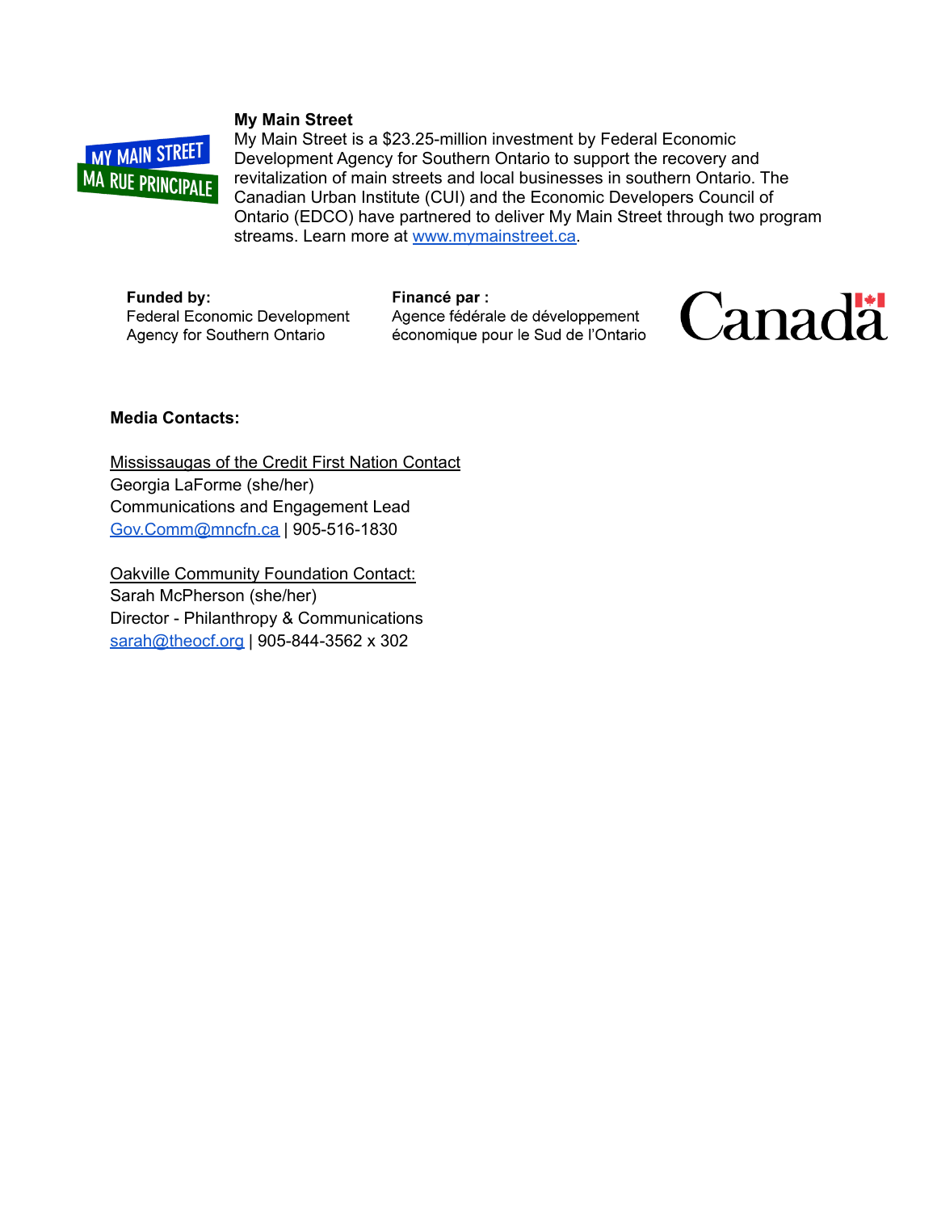**My Main Street**

My Main Street is a $23.25-million investment by Federal Economic Development Agency for Southern Ontario to support the recovery and revitalization of main streets and local businesses in southern Ontario. The Canadian Urban Institute (CUI) and the Economic Developers Council of Ontario (EDCO) have partnered to deliver My Main Street through two program streams. Learn more at [www.mymainstreet.ca](http://www.mymainstreet.ca).

**Funded by:**
Federal Economic Development Agency for Southern Ontario

**Financé par :**
Agence fédérale de développement économique pour le Sud de l'Ontario

**Media Contacts:**

Mississaugas of the Credit First Nation Contact
Georgia LaForme (she/her)
Communications and Engagement Lead
[Gov.Comm@mncfn.ca](mailto:Gov.Comm@mncfn.ca) | 905-516-1830

Oakville Community Foundation Contact:
Sarah McPherson (she/her)
Director - Philanthropy & Communications
[sarah@theocf.org](mailto:sarah@theocf.org) | 905-844-3562 x 302